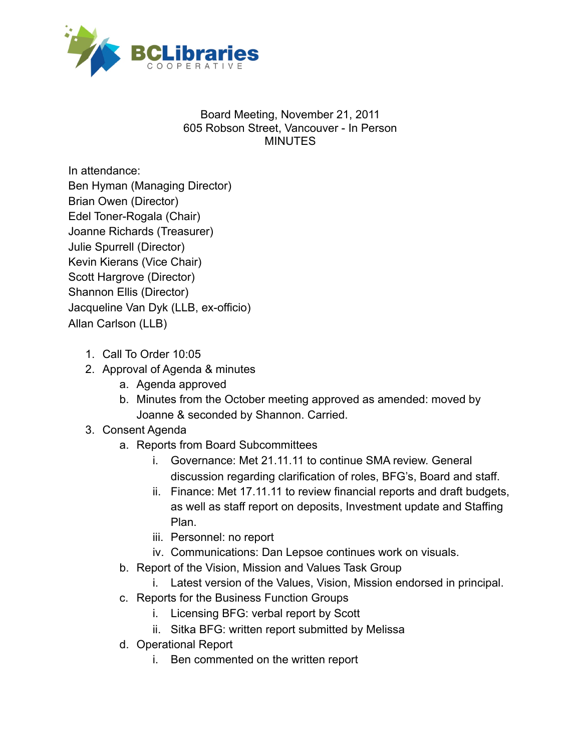Board Meeting, November 21, 2011
605 Robson Street, Vancouver - In Person
MINUTES

In attendance:
Ben Hyman (Managing Director)
Brian Owen (Director)
Edel Toner-Rogala (Chair)
Joanne Richards (Treasurer)
Julie Spurrell (Director)
Kevin Kierans (Vice Chair)
Scott Hargrove (Director)
Shannon Ellis (Director)
Jacqueline Van Dyk (LLB, ex-officio)
Allan Carlson (LLB)

1. Call To Order 10:05
2. Approval of Agenda & minutes
   a. Agenda approved
   b. Minutes from the October meeting approved as amended: moved by Joanne & seconded by Shannon. Carried.
3. Consent Agenda
   a. Reports from Board Subcommittees
      i. Governance: Met 21.11.11 to continue SMA review. General discussion regarding clarification of roles, BFG's, Board and staff.
      ii. Finance: Met 17.11.11 to review financial reports and draft budgets, as well as staff report on deposits, Investment update and Staffing Plan.
      iii. Personnel: no report
      iv. Communications: Dan Lepsoe continues work on visuals.
   b. Report of the Vision, Mission and Values Task Group
      i. Latest version of the Values, Vision, Mission endorsed in principal.
   c. Reports for the Business Function Groups
      i. Licensing BFG: verbal report by Scott
      ii. Sitka BFG: written report submitted by Melissa
   d. Operational Report
      i. Ben commented on the written report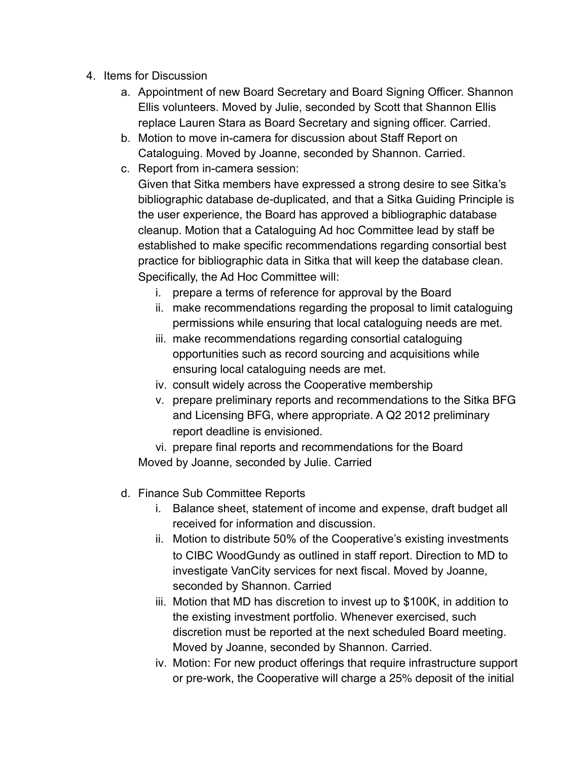4. Items for Discussion
    a. Appointment of new Board Secretary and Board Signing Officer. Shannon Ellis volunteers. Moved by Julie, seconded by Scott that Shannon Ellis replace Lauren Stara as Board Secretary and signing officer. Carried.
    b. Motion to move in-camera for discussion about Staff Report on Cataloguing. Moved by Joanne, seconded by Shannon. Carried.
    c. Report from in-camera session:
    Given that Sitka members have expressed a strong desire to see Sitka's bibliographic database de-duplicated, and that a Sitka Guiding Principle is the user experience, the Board has approved a bibliographic database cleanup. Motion that a Cataloguing Ad hoc Committee lead by staff be established to make specific recommendations regarding consortial best practice for bibliographic data in Sitka that will keep the database clean. Specifically, the Ad Hoc Committee will:
        i. prepare a terms of reference for approval by the Board
        ii. make recommendations regarding the proposal to limit cataloguing permissions while ensuring that local cataloguing needs are met.
        iii. make recommendations regarding consortial cataloguing opportunities such as record sourcing and acquisitions while ensuring local cataloguing needs are met.
        iv. consult widely across the Cooperative membership
        v. prepare preliminary reports and recommendations to the Sitka BFG and Licensing BFG, where appropriate. A Q2 2012 preliminary report deadline is envisioned.
        vi. prepare final reports and recommendations for the Board

    Moved by Joanne, seconded by Julie. Carried

    d. Finance Sub Committee Reports
        i. Balance sheet, statement of income and expense, draft budget all received for information and discussion.
        ii. Motion to distribute 50% of the Cooperative's existing investments to CIBC WoodGundy as outlined in staff report. Direction to MD to investigate VanCity services for next fiscal. Moved by Joanne, seconded by Shannon. Carried
        iii. Motion that MD has discretion to invest up to $100K, in addition to the existing investment portfolio. Whenever exercised, such discretion must be reported at the next scheduled Board meeting. Moved by Joanne, seconded by Shannon. Carried.
        iv. Motion: For new product offerings that require infrastructure support or pre-work, the Cooperative will charge a 25% deposit of the initial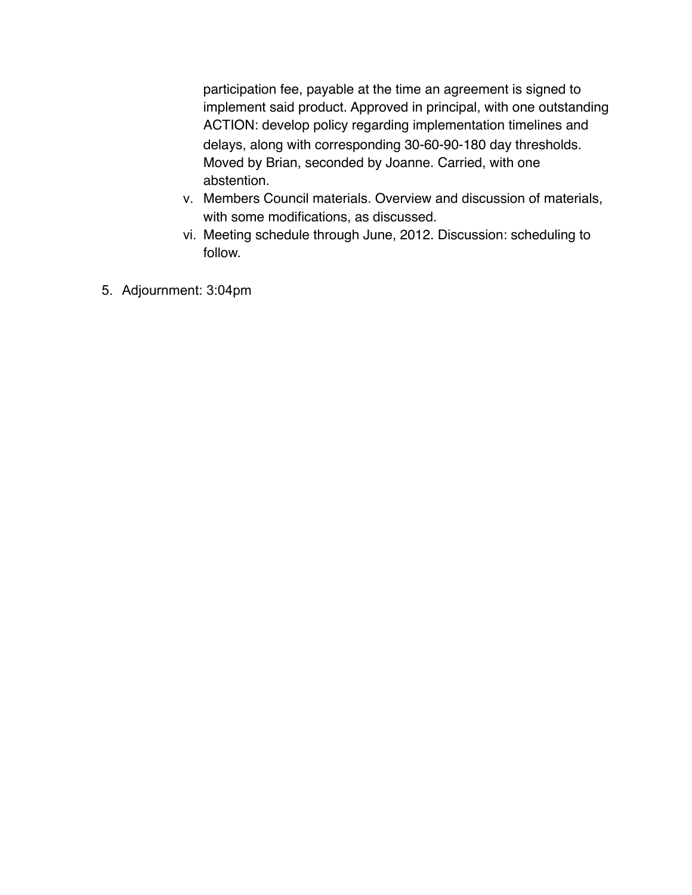participation fee, payable at the time an agreement is signed to implement said product. Approved in principal, with one outstanding ACTION: develop policy regarding implementation timelines and delays, along with corresponding 30-60-90-180 day thresholds. Moved by Brian, seconded by Joanne. Carried, with one abstention.

v. Members Council materials. Overview and discussion of materials, with some modifications, as discussed.

vi. Meeting schedule through June, 2012. Discussion: scheduling to follow.

5. Adjournment: 3:04pm